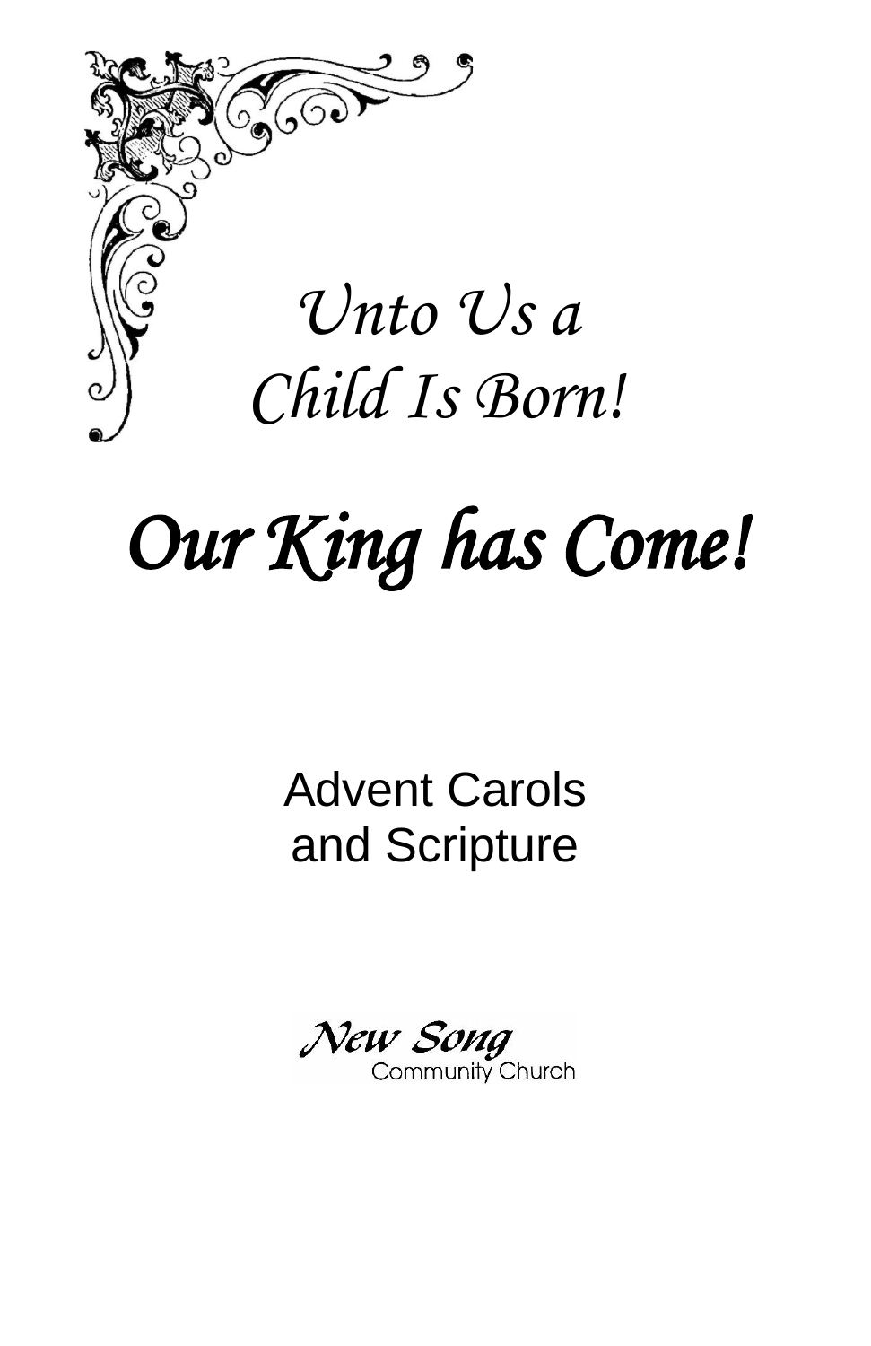*Unto Us a Child Is Born!*

# *Our King has Come!*

Advent Carols
and Scripture

New Song
Community Church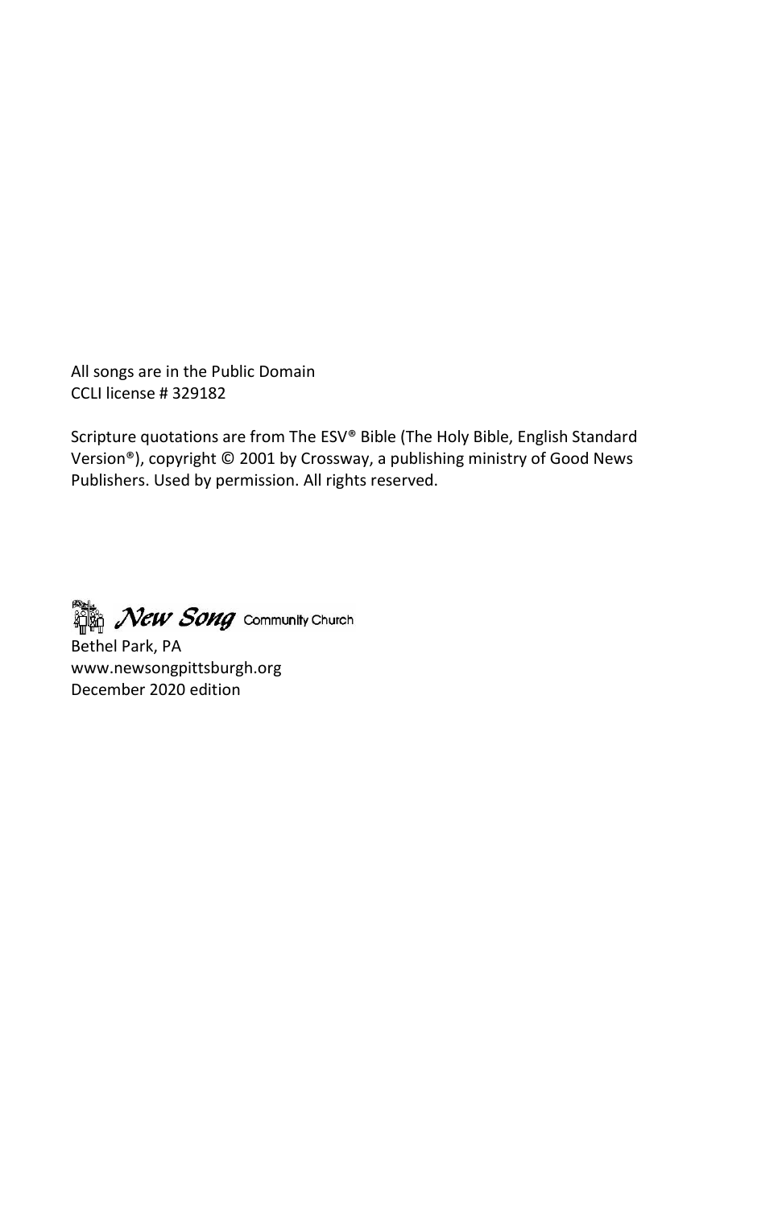All songs are in the Public Domain
CCLI license # 329182

Scripture quotations are from The ESV® Bible (The Holy Bible, English Standard Version®), copyright © 2001 by Crossway, a publishing ministry of Good News Publishers. Used by permission. All rights reserved.

*New Song* Community Church
Bethel Park, PA
www.newsongpittsburgh.org
December 2020 edition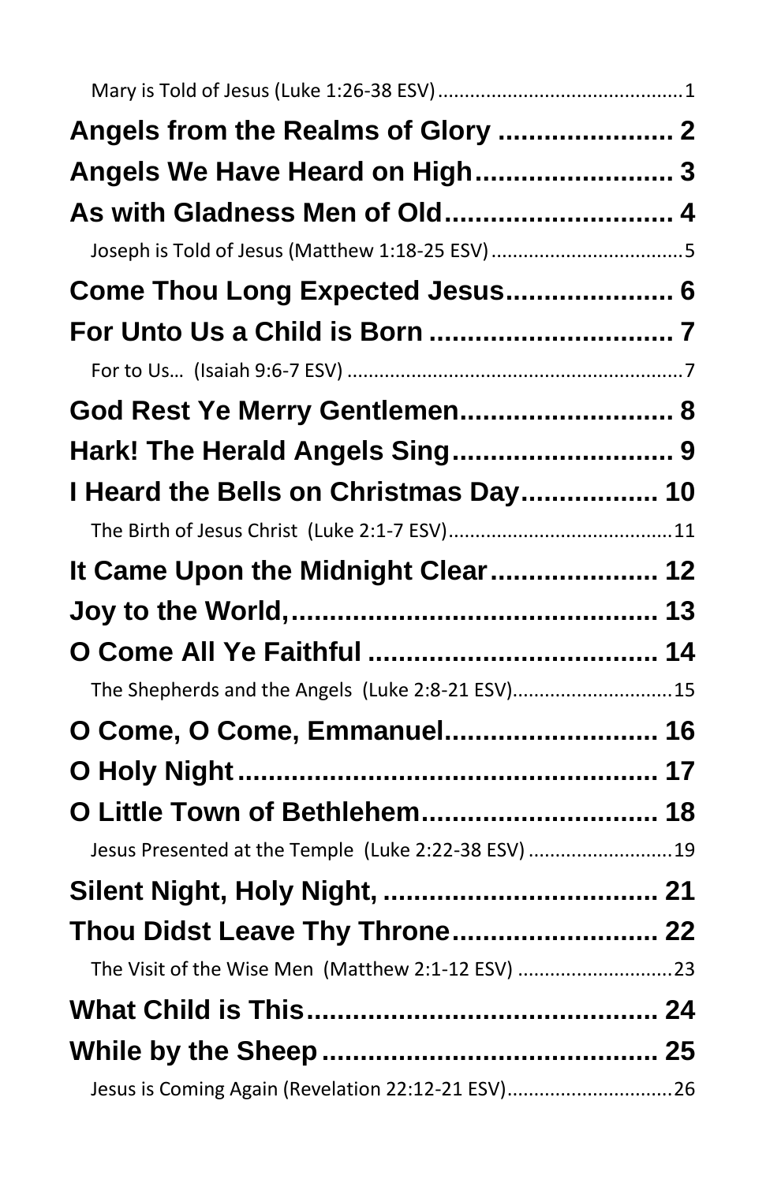Mary is Told of Jesus (Luke 1:26-38 ESV) .............................................1

**Angels from the Realms of Glory ...................... 2**

**Angels We Have Heard on High......................... 3**

**As with Gladness Men of Old............................. 4**

Joseph is Told of Jesus (Matthew 1:18-25 ESV) ....................................5

**Come Thou Long Expected Jesus..................... 6**

**For Unto Us a Child is Born ............................... 7**

For to Us… (Isaiah 9:6-7 ESV) ...............................................................7

**God Rest Ye Merry Gentlemen........................... 8**

**Hark! The Herald Angels Sing............................ 9**

**I Heard the Bells on Christmas Day.................. 10**

The Birth of Jesus Christ (Luke 2:1-7 ESV)..........................................11

**It Came Upon the Midnight Clear...................... 12**

**Joy to the World,................................................ 13**

**O Come All Ye Faithful ..................................... 14**

The Shepherds and the Angels (Luke 2:8-21 ESV)..............................15

**O Come, O Come, Emmanuel............................ 16**

**O Holy Night...................................................... 17**

**O Little Town of Bethlehem............................... 18**

Jesus Presented at the Temple (Luke 2:22-38 ESV) ...........................19

**Silent Night, Holy Night, .................................... 21**

**Thou Didst Leave Thy Throne........................... 22**

The Visit of the Wise Men (Matthew 2:1-12 ESV) .............................23

**What Child is This.............................................. 24**

**While by the Sheep............................................ 25**

Jesus is Coming Again (Revelation 22:12-21 ESV)...............................26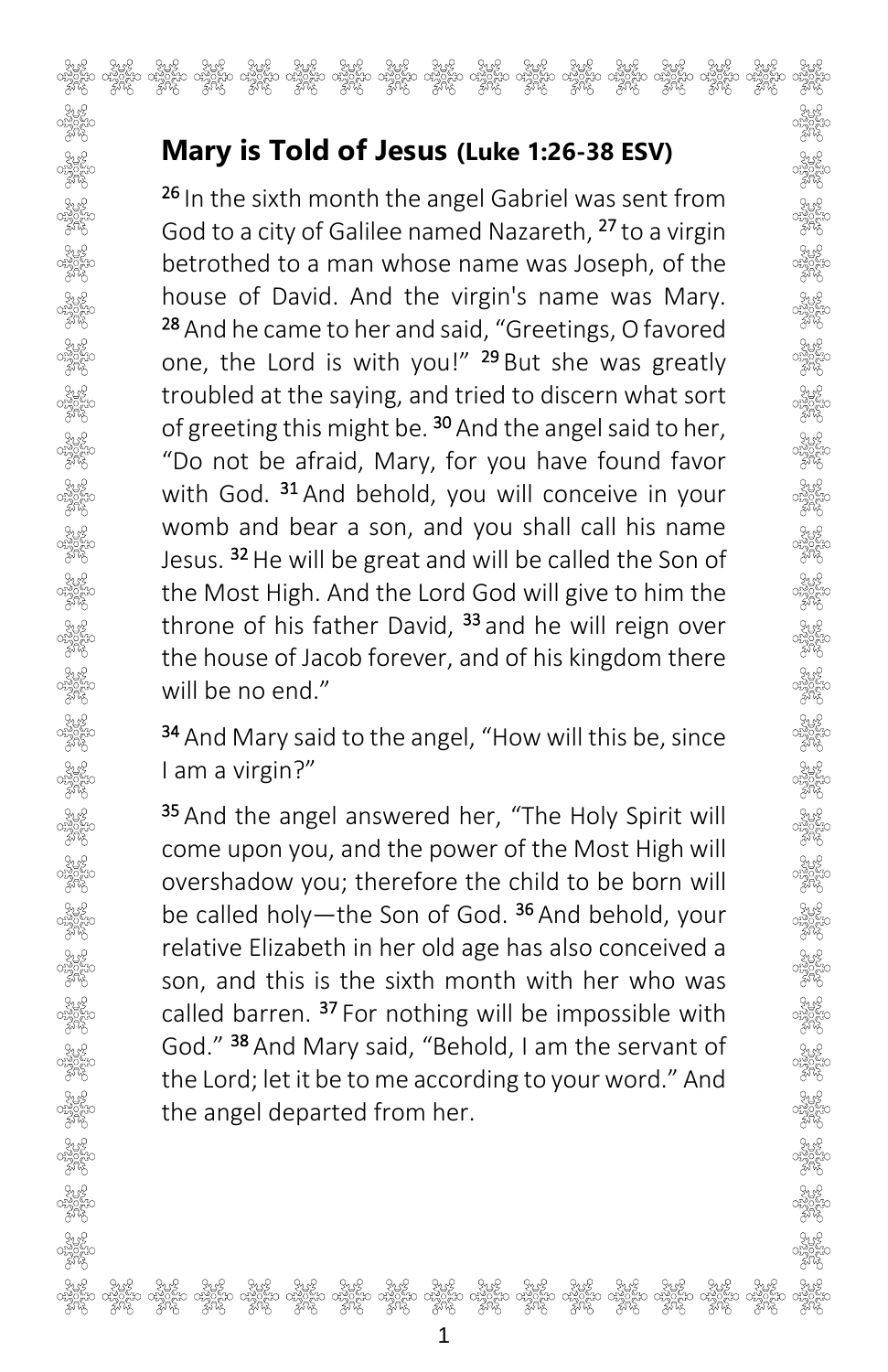## Mary is Told of Jesus **(Luke 1:26-38 ESV)**

[26] In the sixth month the angel Gabriel was sent from God to a city of Galilee named Nazareth, [27] to a virgin betrothed to a man whose name was Joseph, of the house of David. And the virgin's name was Mary. [28] And he came to her and said, “Greetings, O favored one, the Lord is with you!” [29] But she was greatly troubled at the saying, and tried to discern what sort of greeting this might be. [30] And the angel said to her, “Do not be afraid, Mary, for you have found favor with God. [31] And behold, you will conceive in your womb and bear a son, and you shall call his name Jesus. [32] He will be great and will be called the Son of the Most High. And the Lord God will give to him the throne of his father David, [33] and he will reign over the house of Jacob forever, and of his kingdom there will be no end.”

[34] And Mary said to the angel, “How will this be, since I am a virgin?”

[35] And the angel answered her, “The Holy Spirit will come upon you, and the power of the Most High will overshadow you; therefore the child to be born will be called holy—the Son of God. [36] And behold, your relative Elizabeth in her old age has also conceived a son, and this is the sixth month with her who was called barren. [37] For nothing will be impossible with God.” [38] And Mary said, “Behold, I am the servant of the Lord; let it be to me according to your word.” And the angel departed from her.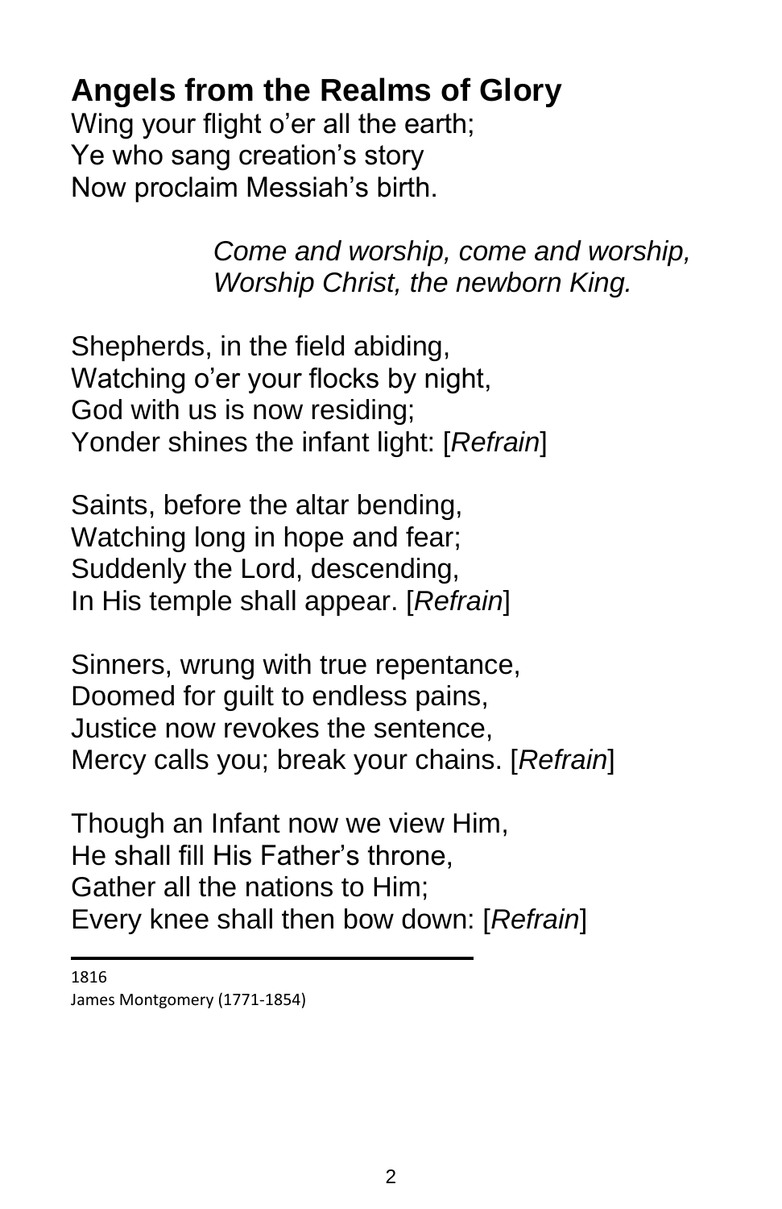## Angels from the Realms of Glory

Wing your flight o'er all the earth;
Ye who sang creation's story
Now proclaim Messiah's birth.

*Come and worship, come and worship,*
*Worship Christ, the newborn King.*

Shepherds, in the field abiding,
Watching o'er your flocks by night,
God with us is now residing;
Yonder shines the infant light: [*Refrain*]

Saints, before the altar bending,
Watching long in hope and fear;
Suddenly the Lord, descending,
In His temple shall appear. [*Refrain*]

Sinners, wrung with true repentance,
Doomed for guilt to endless pains,
Justice now revokes the sentence,
Mercy calls you; break your chains. [*Refrain*]

Though an Infant now we view Him,
He shall fill His Father's throne,
Gather all the nations to Him;
Every knee shall then bow down: [*Refrain*]

---

1816
James Montgomery (1771-1854)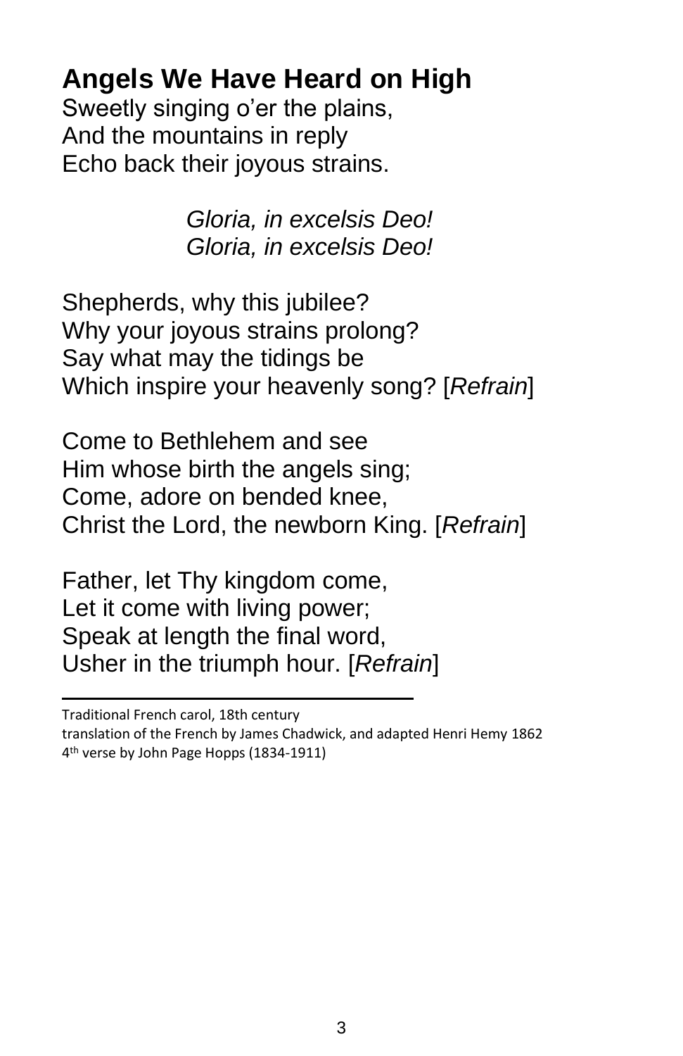## Angels We Have Heard on High

Sweetly singing o'er the plains,
And the mountains in reply
Echo back their joyous strains.

*Gloria, in excelsis Deo!*
*Gloria, in excelsis Deo!*

Shepherds, why this jubilee?
Why your joyous strains prolong?
Say what may the tidings be
Which inspire your heavenly song? [*Refrain*]

Come to Bethlehem and see
Him whose birth the angels sing;
Come, adore on bended knee,
Christ the Lord, the newborn King. [*Refrain*]

Father, let Thy kingdom come,
Let it come with living power;
Speak at length the final word,
Usher in the triumph hour. [*Refrain*]

---

Traditional French carol, 18th century
translation of the French by James Chadwick, and adapted Henri Hemy 1862
4th verse by John Page Hopps (1834-1911)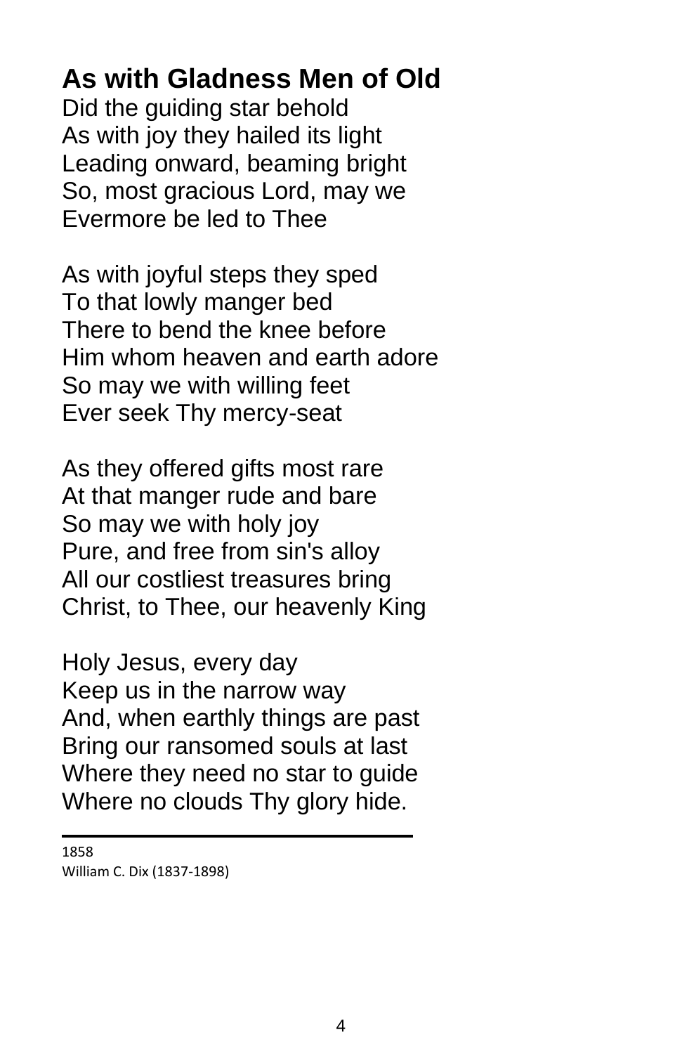# As with Gladness Men of Old

Did the guiding star behold
As with joy they hailed its light
Leading onward, beaming bright
So, most gracious Lord, may we
Evermore be led to Thee

As with joyful steps they sped
To that lowly manger bed
There to bend the knee before
Him whom heaven and earth adore
So may we with willing feet
Ever seek Thy mercy-seat

As they offered gifts most rare
At that manger rude and bare
So may we with holy joy
Pure, and free from sin's alloy
All our costliest treasures bring
Christ, to Thee, our heavenly King

Holy Jesus, every day
Keep us in the narrow way
And, when earthly things are past
Bring our ransomed souls at last
Where they need no star to guide
Where no clouds Thy glory hide.

---

1858
William C. Dix (1837-1898)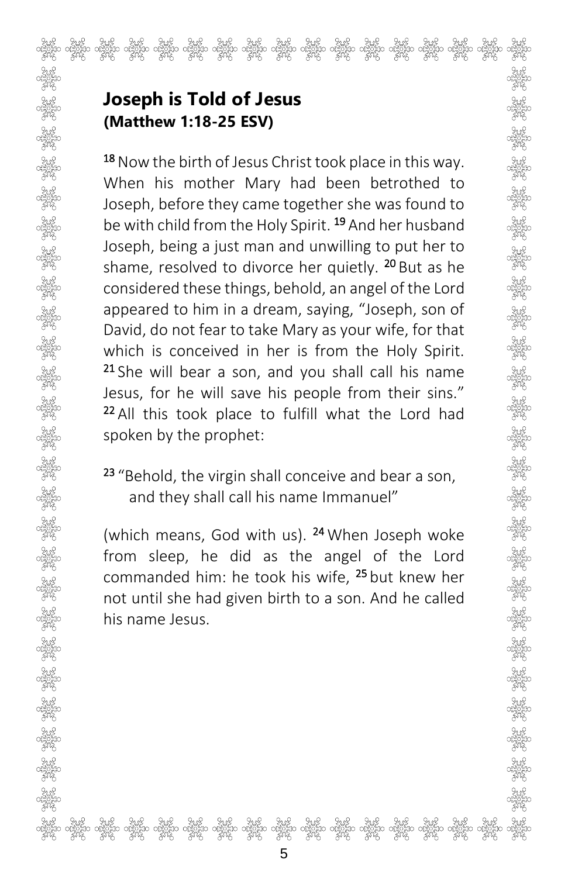## Joseph is Told of Jesus
**(Matthew 1:18-25 ESV)**

[18] Now the birth of Jesus Christ took place in this way. When his mother Mary had been betrothed to Joseph, before they came together she was found to be with child from the Holy Spirit. [19] And her husband Joseph, being a just man and unwilling to put her to shame, resolved to divorce her quietly. [20] But as he considered these things, behold, an angel of the Lord appeared to him in a dream, saying, "Joseph, son of David, do not fear to take Mary as your wife, for that which is conceived in her is from the Holy Spirit. [21] She will bear a son, and you shall call his name Jesus, for he will save his people from their sins." [22] All this took place to fulfill what the Lord had spoken by the prophet:

[23] "Behold, the virgin shall conceive and bear a son,
  and they shall call his name Immanuel"

(which means, God with us). [24] When Joseph woke from sleep, he did as the angel of the Lord commanded him: he took his wife, [25] but knew her not until she had given birth to a son. And he called his name Jesus.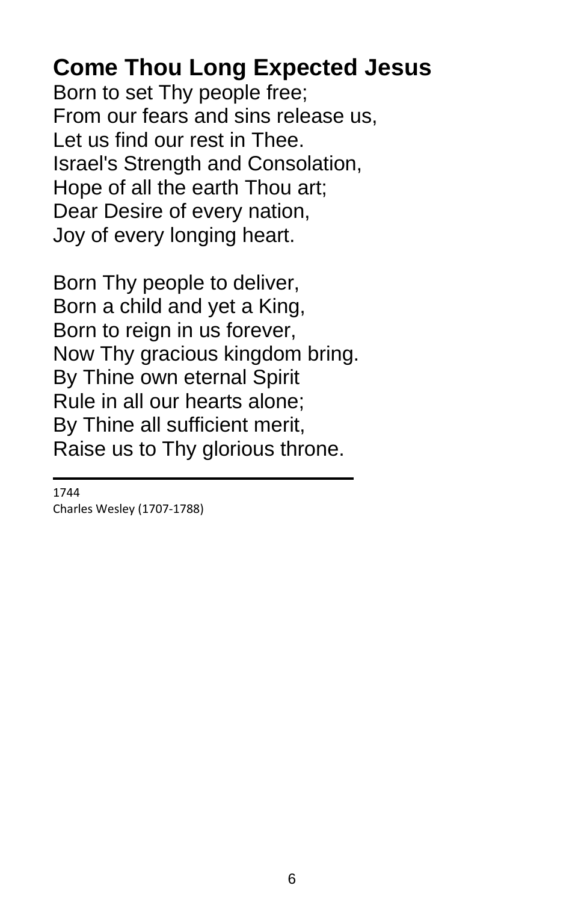## Come Thou Long Expected Jesus

Born to set Thy people free;
From our fears and sins release us,
Let us find our rest in Thee.
Israel's Strength and Consolation,
Hope of all the earth Thou art;
Dear Desire of every nation,
Joy of every longing heart.

Born Thy people to deliver,
Born a child and yet a King,
Born to reign in us forever,
Now Thy gracious kingdom bring.
By Thine own eternal Spirit
Rule in all our hearts alone;
By Thine all sufficient merit,
Raise us to Thy glorious throne.

---

1744
Charles Wesley (1707-1788)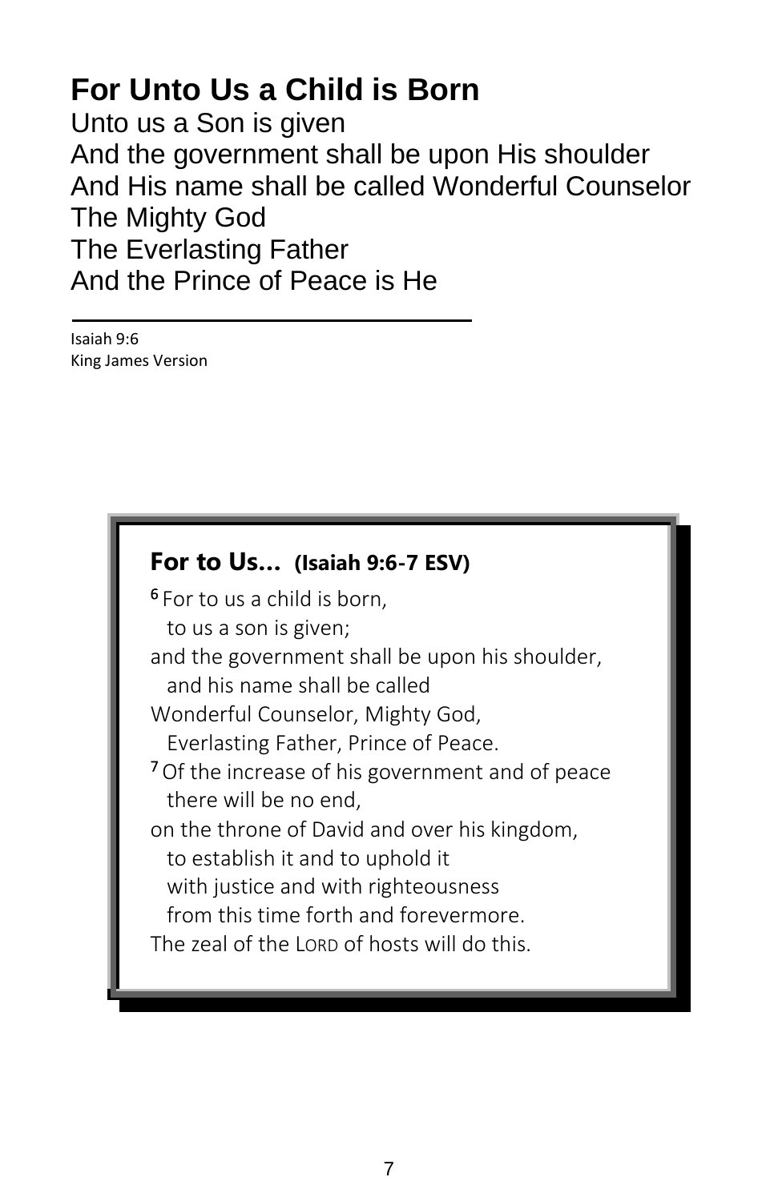## For Unto Us a Child is Born

Unto us a Son is given
And the government shall be upon His shoulder
And His name shall be called Wonderful Counselor
The Mighty God
The Everlasting Father
And the Prince of Peace is He

---

Isaiah 9:6
King James Version

### For to Us... (Isaiah 9:6-7 ESV)

[6] For to us a child is born,
to us a son is given;
and the government shall be upon his shoulder,
and his name shall be called
Wonderful Counselor, Mighty God,
Everlasting Father, Prince of Peace.
[7] Of the increase of his government and of peace
there will be no end,
on the throne of David and over his kingdom,
to establish it and to uphold it
with justice and with righteousness
from this time forth and forevermore.
The zeal of the LORD of hosts will do this.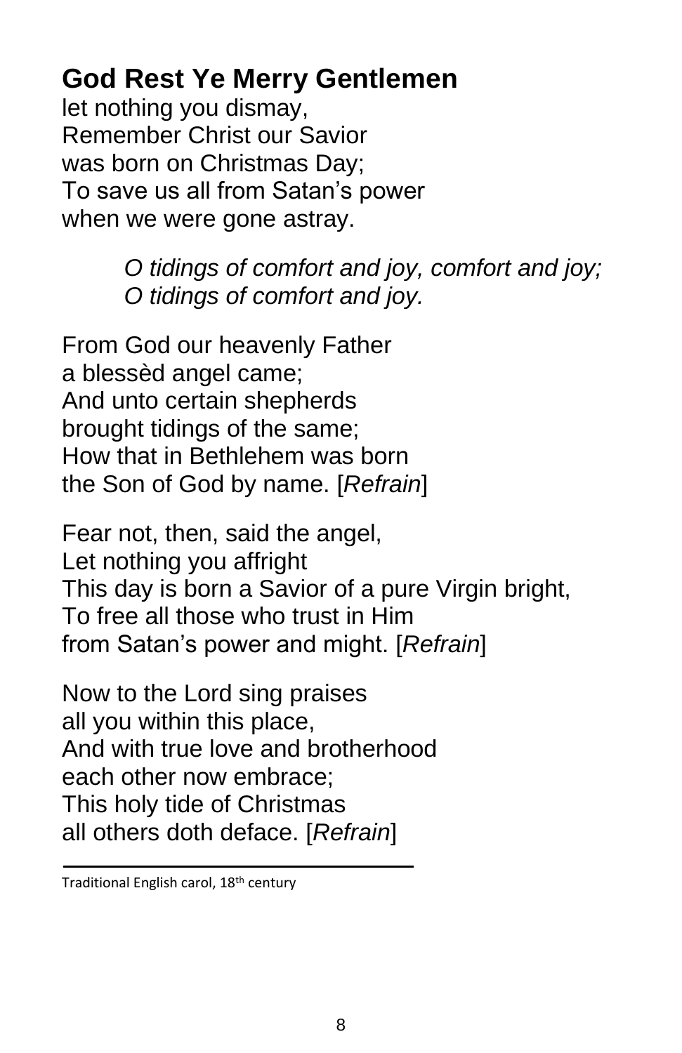## God Rest Ye Merry Gentlemen

let nothing you dismay,  
Remember Christ our Savior  
was born on Christmas Day;  
To save us all from Satan's power  
when we were gone astray.

> *O tidings of comfort and joy, comfort and joy;*  
> *O tidings of comfort and joy.*

From God our heavenly Father  
a blessèd angel came;  
And unto certain shepherds  
brought tidings of the same;  
How that in Bethlehem was born  
the Son of God by name. [*Refrain*]

Fear not, then, said the angel,  
Let nothing you affright  
This day is born a Savior of a pure Virgin bright,  
To free all those who trust in Him  
from Satan's power and might. [*Refrain*]

Now to the Lord sing praises  
all you within this place,  
And with true love and brotherhood  
each other now embrace;  
This holy tide of Christmas  
all others doth deface. [*Refrain*]

---

Traditional English carol, 18th century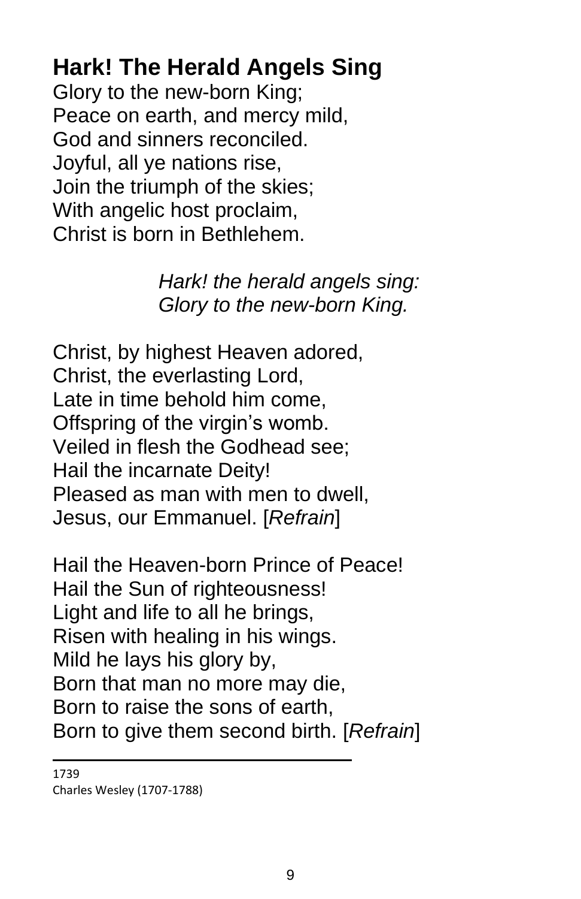## Hark! The Herald Angels Sing

Glory to the new-born King;
Peace on earth, and mercy mild,
God and sinners reconciled.
Joyful, all ye nations rise,
Join the triumph of the skies;
With angelic host proclaim,
Christ is born in Bethlehem.

> *Hark! the herald angels sing:*
> *Glory to the new-born King.*

Christ, by highest Heaven adored,
Christ, the everlasting Lord,
Late in time behold him come,
Offspring of the virgin's womb.
Veiled in flesh the Godhead see;
Hail the incarnate Deity!
Pleased as man with men to dwell,
Jesus, our Emmanuel. [*Refrain*]

Hail the Heaven-born Prince of Peace!
Hail the Sun of righteousness!
Light and life to all he brings,
Risen with healing in his wings.
Mild he lays his glory by,
Born that man no more may die,
Born to raise the sons of earth,
Born to give them second birth. [*Refrain*]

---

1739
Charles Wesley (1707-1788)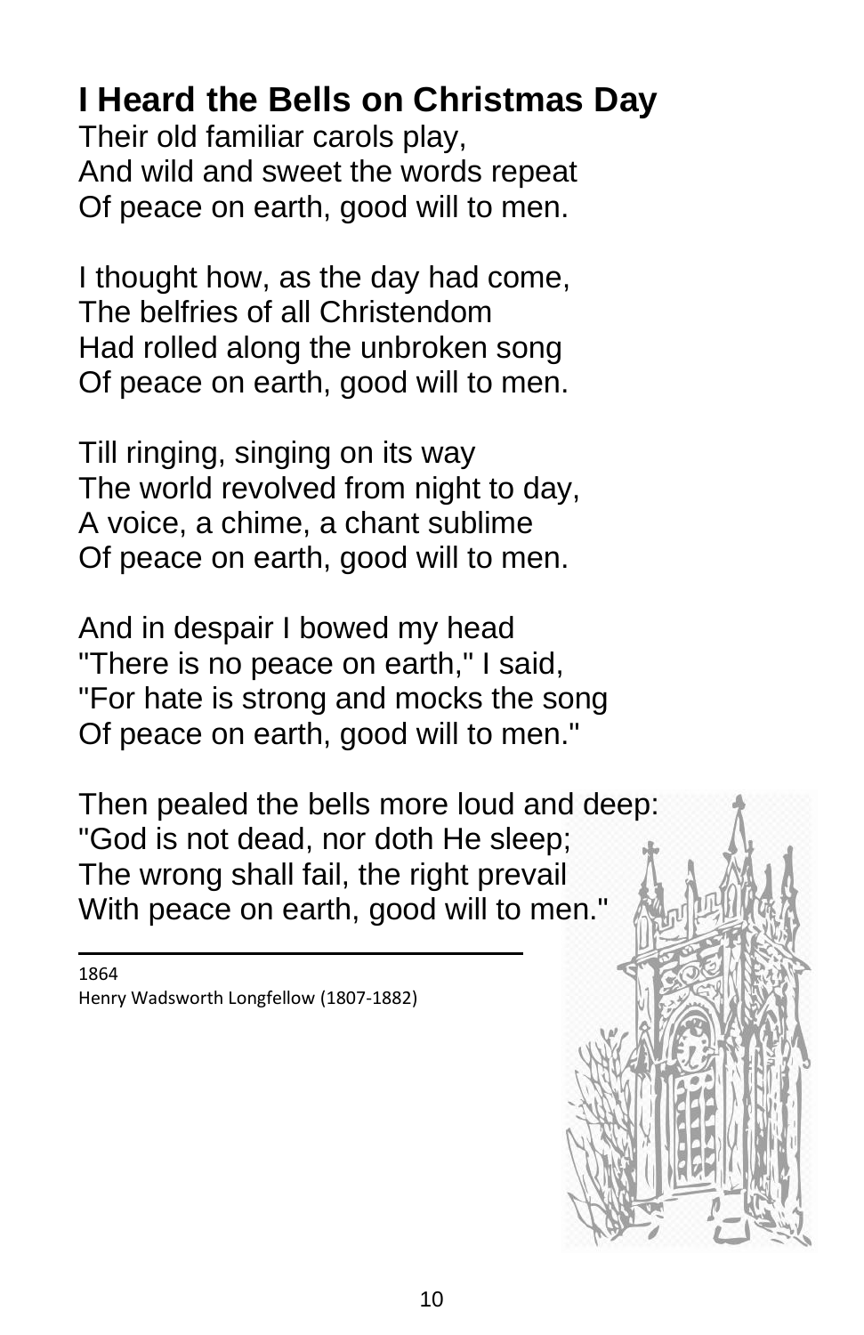# I Heard the Bells on Christmas Day

Their old familiar carols play,
And wild and sweet the words repeat
Of peace on earth, good will to men.

I thought how, as the day had come,
The belfries of all Christendom
Had rolled along the unbroken song
Of peace on earth, good will to men.

Till ringing, singing on its way
The world revolved from night to day,
A voice, a chime, a chant sublime
Of peace on earth, good will to men.

And in despair I bowed my head
"There is no peace on earth," I said,
"For hate is strong and mocks the song
Of peace on earth, good will to men."

Then pealed the bells more loud and deep:
"God is not dead, nor doth He sleep;
The wrong shall fail, the right prevail
With peace on earth, good will to men."

---

1864
Henry Wadsworth Longfellow (1807-1882)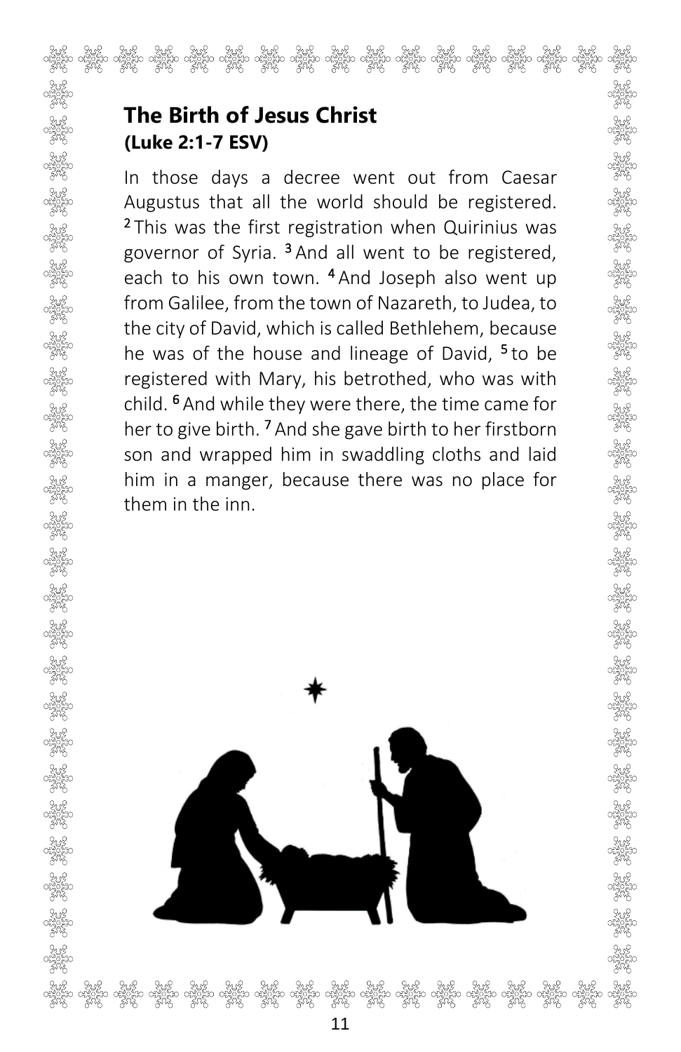## The Birth of Jesus Christ
### (Luke 2:1-7 ESV)

In those days a decree went out from Caesar Augustus that all the world should be registered. [2] This was the first registration when Quirinius was governor of Syria. [3] And all went to be registered, each to his own town. [4] And Joseph also went up from Galilee, from the town of Nazareth, to Judea, to the city of David, which is called Bethlehem, because he was of the house and lineage of David, [5] to be registered with Mary, his betrothed, who was with child. [6] And while they were there, the time came for her to give birth. [7] And she gave birth to her firstborn son and wrapped him in swaddling cloths and laid him in a manger, because there was no place for them in the inn.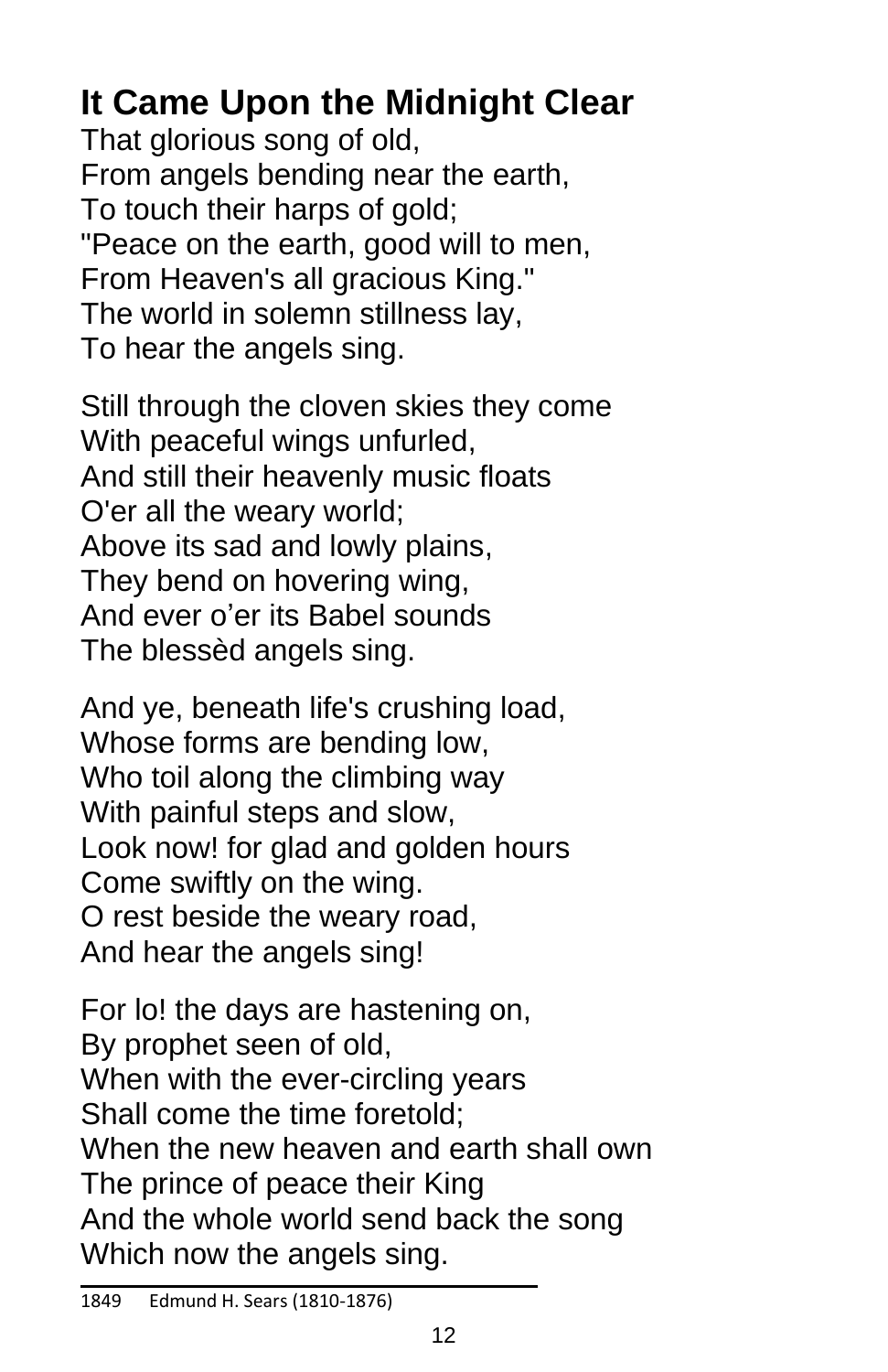## It Came Upon the Midnight Clear

That glorious song of old,
From angels bending near the earth,
To touch their harps of gold;
"Peace on the earth, good will to men,
From Heaven's all gracious King."
The world in solemn stillness lay,
To hear the angels sing.

Still through the cloven skies they come
With peaceful wings unfurled,
And still their heavenly music floats
O'er all the weary world;
Above its sad and lowly plains,
They bend on hovering wing,
And ever o'er its Babel sounds
The blessèd angels sing.

And ye, beneath life's crushing load,
Whose forms are bending low,
Who toil along the climbing way
With painful steps and slow,
Look now! for glad and golden hours
Come swiftly on the wing.
O rest beside the weary road,
And hear the angels sing!

For lo! the days are hastening on,
By prophet seen of old,
When with the ever-circling years
Shall come the time foretold;
When the new heaven and earth shall own
The prince of peace their King
And the whole world send back the song
Which now the angels sing.

---

1849 Edmund H. Sears (1810-1876)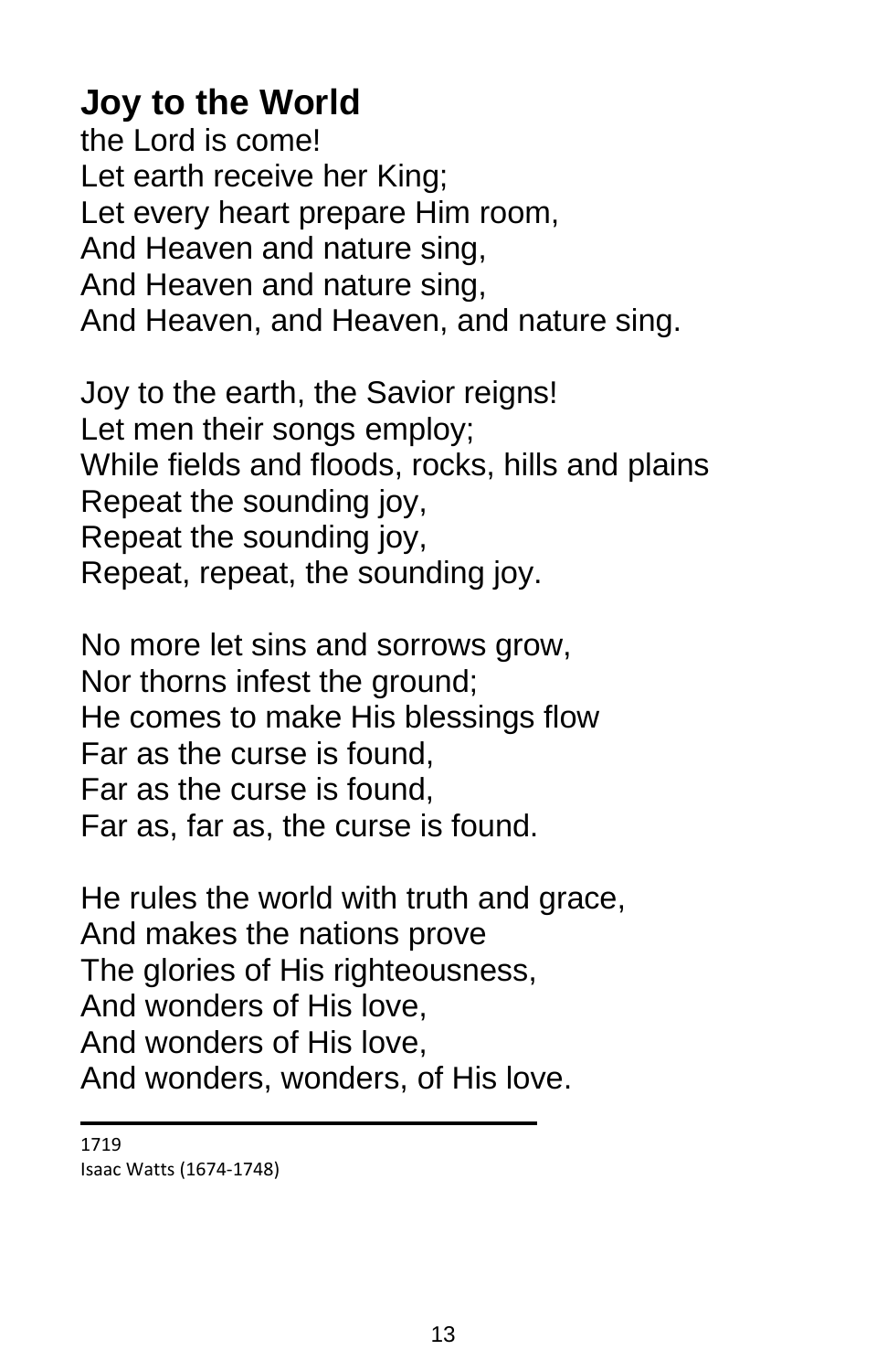# Joy to the World

the Lord is come!
Let earth receive her King;
Let every heart prepare Him room,
And Heaven and nature sing,
And Heaven and nature sing,
And Heaven, and Heaven, and nature sing.

Joy to the earth, the Savior reigns!
Let men their songs employ;
While fields and floods, rocks, hills and plains
Repeat the sounding joy,
Repeat the sounding joy,
Repeat, repeat, the sounding joy.

No more let sins and sorrows grow,
Nor thorns infest the ground;
He comes to make His blessings flow
Far as the curse is found,
Far as the curse is found,
Far as, far as, the curse is found.

He rules the world with truth and grace,
And makes the nations prove
The glories of His righteousness,
And wonders of His love,
And wonders of His love,
And wonders, wonders, of His love.

---

1719
Isaac Watts (1674-1748)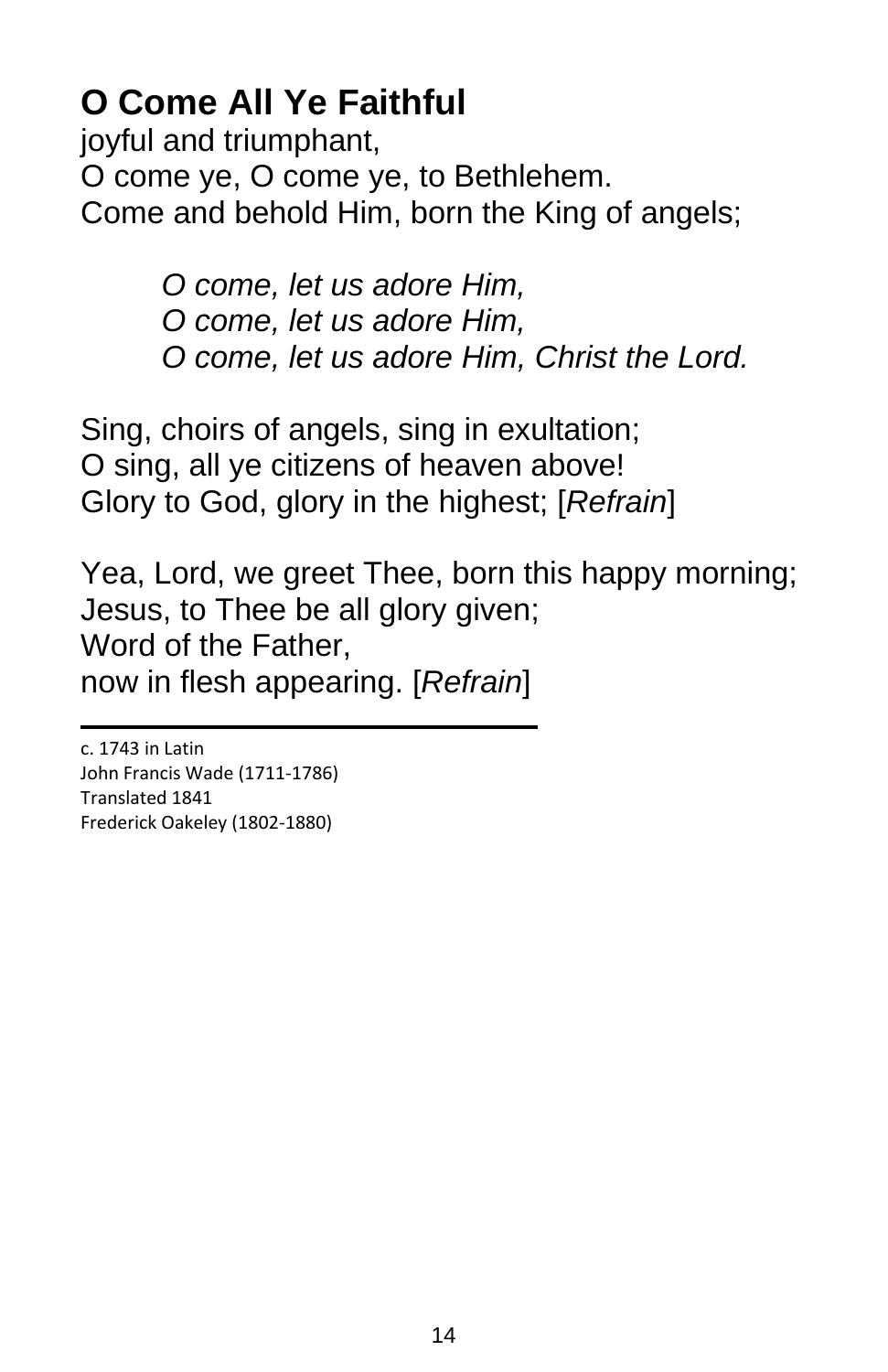## O Come All Ye Faithful

joyful and triumphant,
O come ye, O come ye, to Bethlehem.
Come and behold Him, born the King of angels;

> *O come, let us adore Him,*
> *O come, let us adore Him,*
> *O come, let us adore Him, Christ the Lord.*

Sing, choirs of angels, sing in exultation;
O sing, all ye citizens of heaven above!
Glory to God, glory in the highest; [*Refrain*]

Yea, Lord, we greet Thee, born this happy morning;
Jesus, to Thee be all glory given;
Word of the Father,
now in flesh appearing. [*Refrain*]

---

c. 1743 in Latin
John Francis Wade (1711-1786)
Translated 1841
Frederick Oakeley (1802-1880)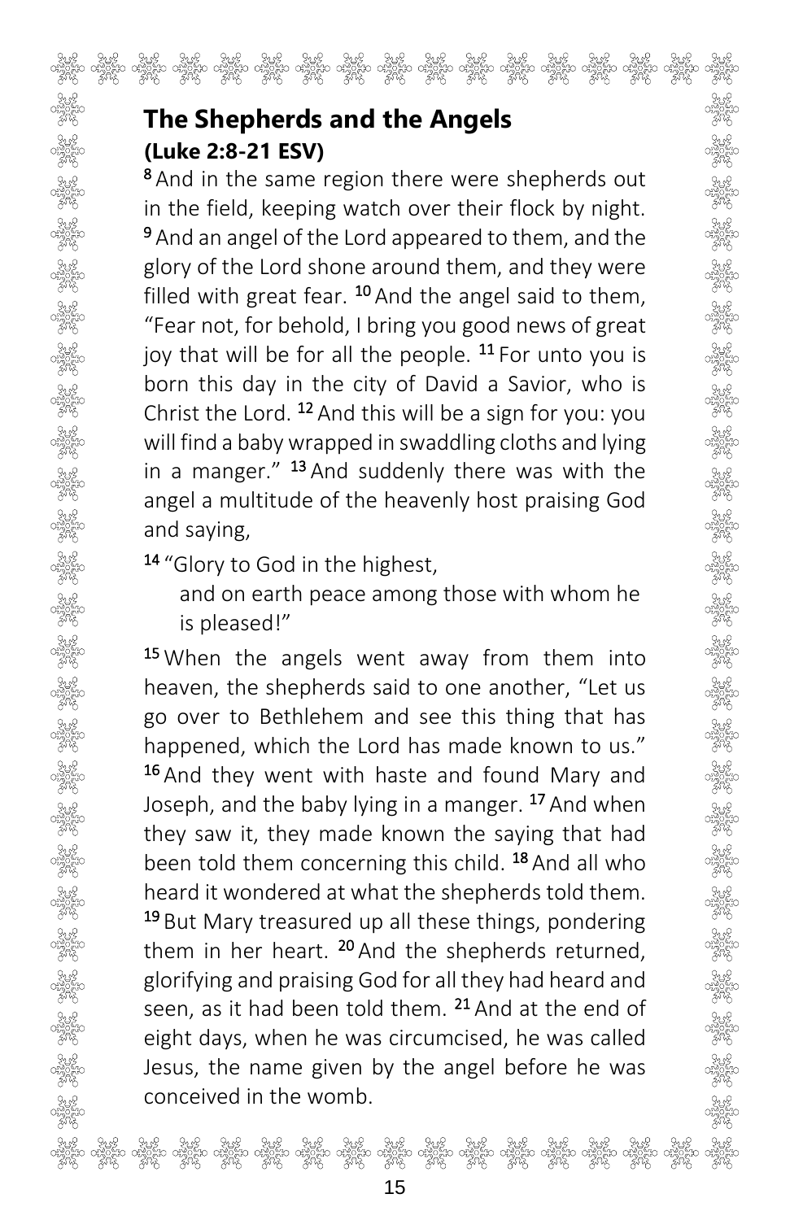## The Shepherds and the Angels
**(Luke 2:8-21 ESV)**

**8** And in the same region there were shepherds out in the field, keeping watch over their flock by night. **9** And an angel of the Lord appeared to them, and the glory of the Lord shone around them, and they were filled with great fear. **10** And the angel said to them, "Fear not, for behold, I bring you good news of great joy that will be for all the people. **11** For unto you is born this day in the city of David a Savior, who is Christ the Lord. **12** And this will be a sign for you: you will find a baby wrapped in swaddling cloths and lying in a manger." **13** And suddenly there was with the angel a multitude of the heavenly host praising God and saying,

**14** "Glory to God in the highest,
and on earth peace among those with whom he is pleased!"

**15** When the angels went away from them into heaven, the shepherds said to one another, "Let us go over to Bethlehem and see this thing that has happened, which the Lord has made known to us." **16** And they went with haste and found Mary and Joseph, and the baby lying in a manger. **17** And when they saw it, they made known the saying that had been told them concerning this child. **18** And all who heard it wondered at what the shepherds told them. **19** But Mary treasured up all these things, pondering them in her heart. **20** And the shepherds returned, glorifying and praising God for all they had heard and seen, as it had been told them. **21** And at the end of eight days, when he was circumcised, he was called Jesus, the name given by the angel before he was conceived in the womb.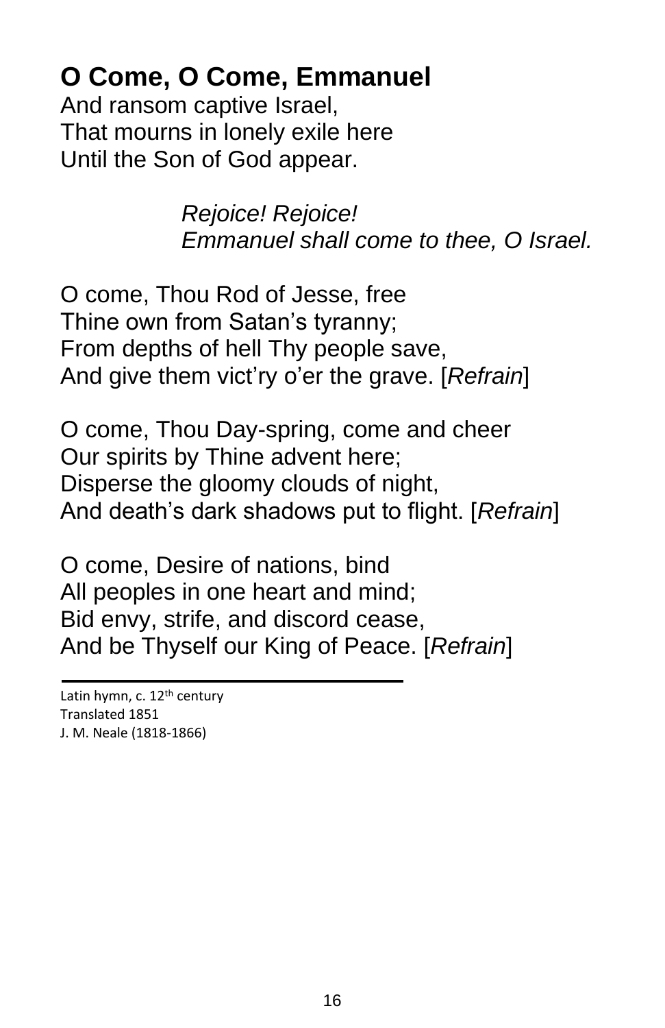## O Come, O Come, Emmanuel

And ransom captive Israel,
That mourns in lonely exile here
Until the Son of God appear.

*Rejoice! Rejoice!*
*Emmanuel shall come to thee, O Israel.*

O come, Thou Rod of Jesse, free
Thine own from Satan's tyranny;
From depths of hell Thy people save,
And give them vict'ry o'er the grave. [*Refrain*]

O come, Thou Day-spring, come and cheer
Our spirits by Thine advent here;
Disperse the gloomy clouds of night,
And death's dark shadows put to flight. [*Refrain*]

O come, Desire of nations, bind
All peoples in one heart and mind;
Bid envy, strife, and discord cease,
And be Thyself our King of Peace. [*Refrain*]

---

Latin hymn, c. 12th century
Translated 1851
J. M. Neale (1818-1866)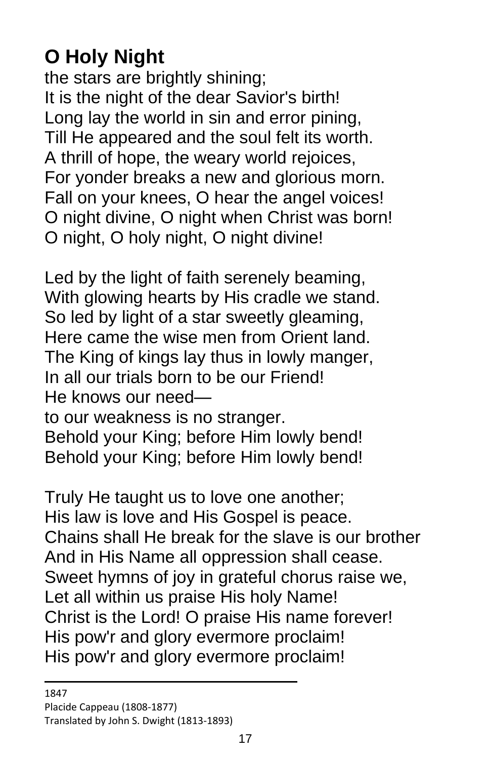## O Holy Night

the stars are brightly shining;
It is the night of the dear Savior's birth!
Long lay the world in sin and error pining,
Till He appeared and the soul felt its worth.
A thrill of hope, the weary world rejoices,
For yonder breaks a new and glorious morn.
Fall on your knees, O hear the angel voices!
O night divine, O night when Christ was born!
O night, O holy night, O night divine!

Led by the light of faith serenely beaming,
With glowing hearts by His cradle we stand.
So led by light of a star sweetly gleaming,
Here came the wise men from Orient land.
The King of kings lay thus in lowly manger,
In all our trials born to be our Friend!
He knows our need—
to our weakness is no stranger.
Behold your King; before Him lowly bend!
Behold your King; before Him lowly bend!

Truly He taught us to love one another;
His law is love and His Gospel is peace.
Chains shall He break for the slave is our brother
And in His Name all oppression shall cease.
Sweet hymns of joy in grateful chorus raise we,
Let all within us praise His holy Name!
Christ is the Lord! O praise His name forever!
His pow'r and glory evermore proclaim!
His pow'r and glory evermore proclaim!

---

1847
Placide Cappeau (1808-1877)
Translated by John S. Dwight (1813-1893)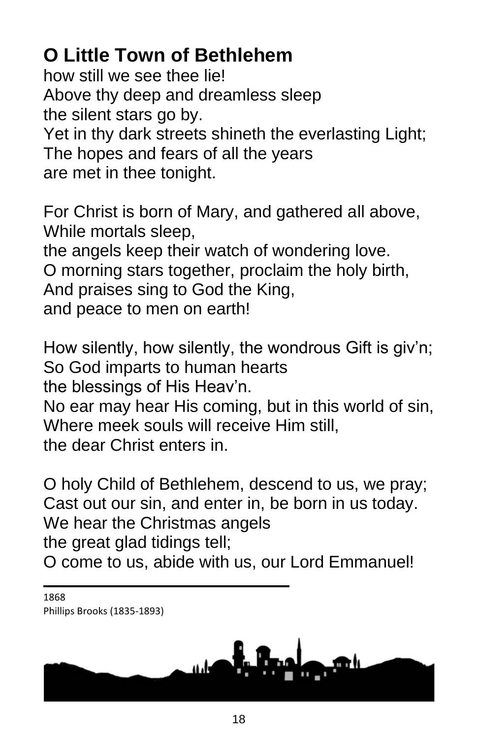# O Little Town of Bethlehem

how still we see thee lie!
Above thy deep and dreamless sleep
the silent stars go by.
Yet in thy dark streets shineth the everlasting Light;
The hopes and fears of all the years
are met in thee tonight.

For Christ is born of Mary, and gathered all above,
While mortals sleep,
the angels keep their watch of wondering love.
O morning stars together, proclaim the holy birth,
And praises sing to God the King,
and peace to men on earth!

How silently, how silently, the wondrous Gift is giv'n;
So God imparts to human hearts
the blessings of His Heav'n.
No ear may hear His coming, but in this world of sin,
Where meek souls will receive Him still,
the dear Christ enters in.

O holy Child of Bethlehem, descend to us, we pray;
Cast out our sin, and enter in, be born in us today.
We hear the Christmas angels
the great glad tidings tell;
O come to us, abide with us, our Lord Emmanuel!

---

1868
Phillips Brooks (1835-1893)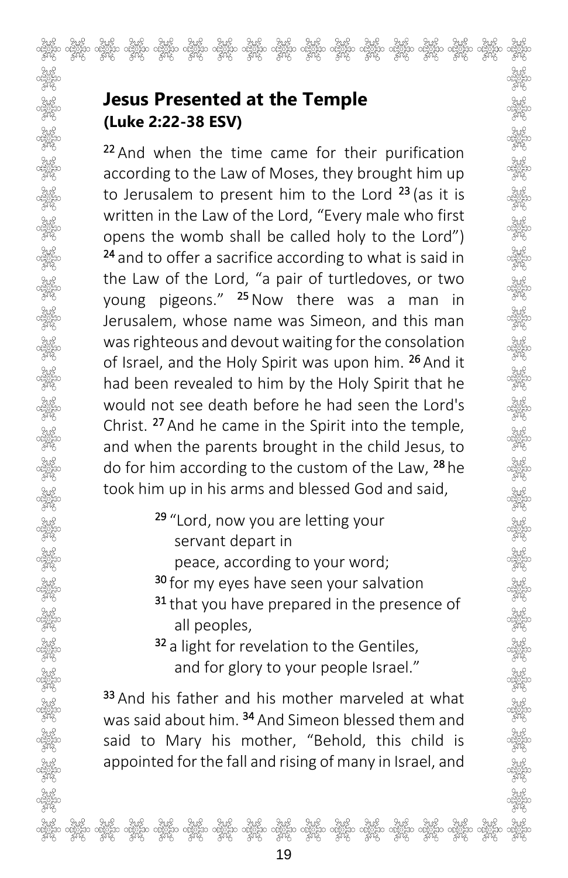## Jesus Presented at the Temple

**(Luke 2:22-38 ESV)**

[22] And when the time came for their purification according to the Law of Moses, they brought him up to Jerusalem to present him to the Lord [23] (as it is written in the Law of the Lord, "Every male who first opens the womb shall be called holy to the Lord") [24] and to offer a sacrifice according to what is said in the Law of the Lord, "a pair of turtledoves, or two young pigeons." [25] Now there was a man in Jerusalem, whose name was Simeon, and this man was righteous and devout waiting for the consolation of Israel, and the Holy Spirit was upon him. [26] And it had been revealed to him by the Holy Spirit that he would not see death before he had seen the Lord's Christ. [27] And he came in the Spirit into the temple, and when the parents brought in the child Jesus, to do for him according to the custom of the Law, [28] he took him up in his arms and blessed God and said,

> [29] "Lord, now you are letting your
> servant depart in
> peace, according to your word;
> [30] for my eyes have seen your salvation
> [31] that you have prepared in the presence of
> all peoples,
> [32] a light for revelation to the Gentiles,
> and for glory to your people Israel."

[33] And his father and his mother marveled at what was said about him. [34] And Simeon blessed them and said to Mary his mother, "Behold, this child is appointed for the fall and rising of many in Israel, and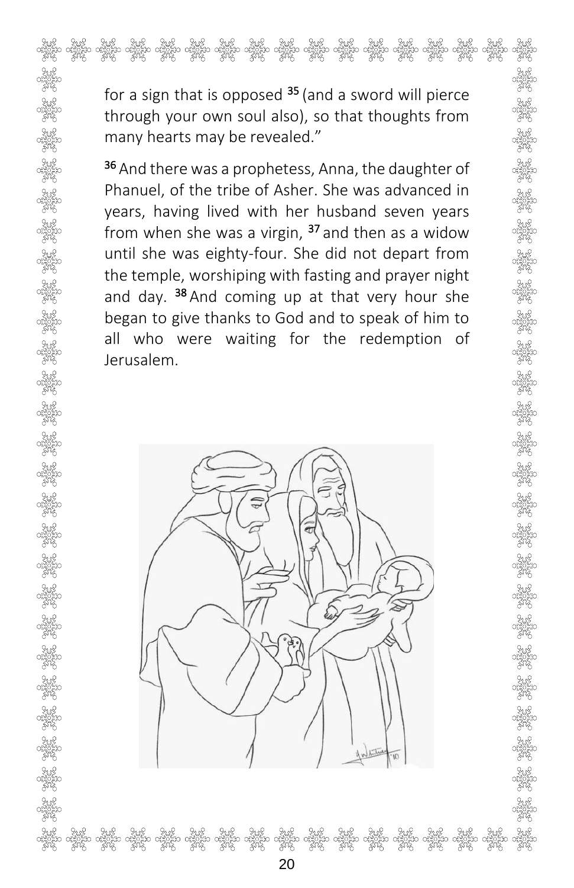for a sign that is opposed [35] (and a sword will pierce through your own soul also), so that thoughts from many hearts may be revealed."

[36] And there was a prophetess, Anna, the daughter of Phanuel, of the tribe of Asher. She was advanced in years, having lived with her husband seven years from when she was a virgin, [37] and then as a widow until she was eighty-four. She did not depart from the temple, worshiping with fasting and prayer night and day. [38] And coming up at that very hour she began to give thanks to God and to speak of him to all who were waiting for the redemption of Jerusalem.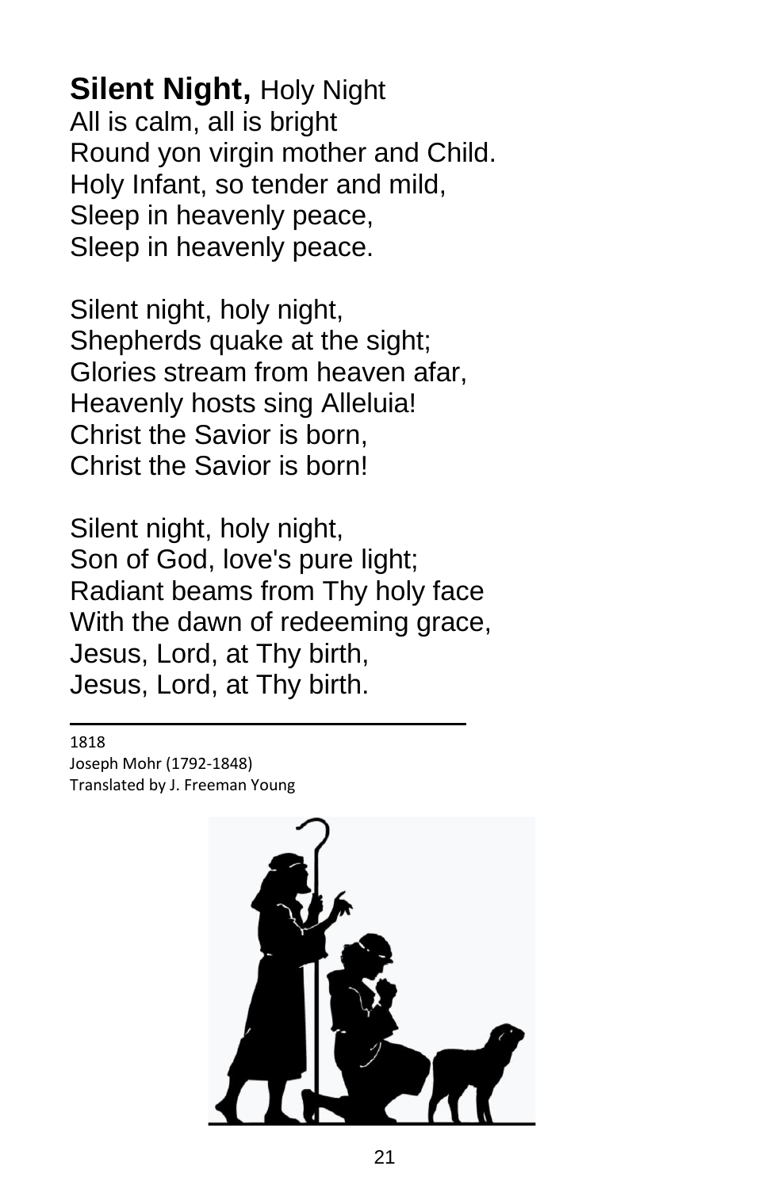**Silent Night,** Holy Night
All is calm, all is bright
Round yon virgin mother and Child.
Holy Infant, so tender and mild,
Sleep in heavenly peace,
Sleep in heavenly peace.

Silent night, holy night,
Shepherds quake at the sight;
Glories stream from heaven afar,
Heavenly hosts sing Alleluia!
Christ the Savior is born,
Christ the Savior is born!

Silent night, holy night,
Son of God, love's pure light;
Radiant beams from Thy holy face
With the dawn of redeeming grace,
Jesus, Lord, at Thy birth,
Jesus, Lord, at Thy birth.

---

1818
Joseph Mohr (1792-1848)
Translated by J. Freeman Young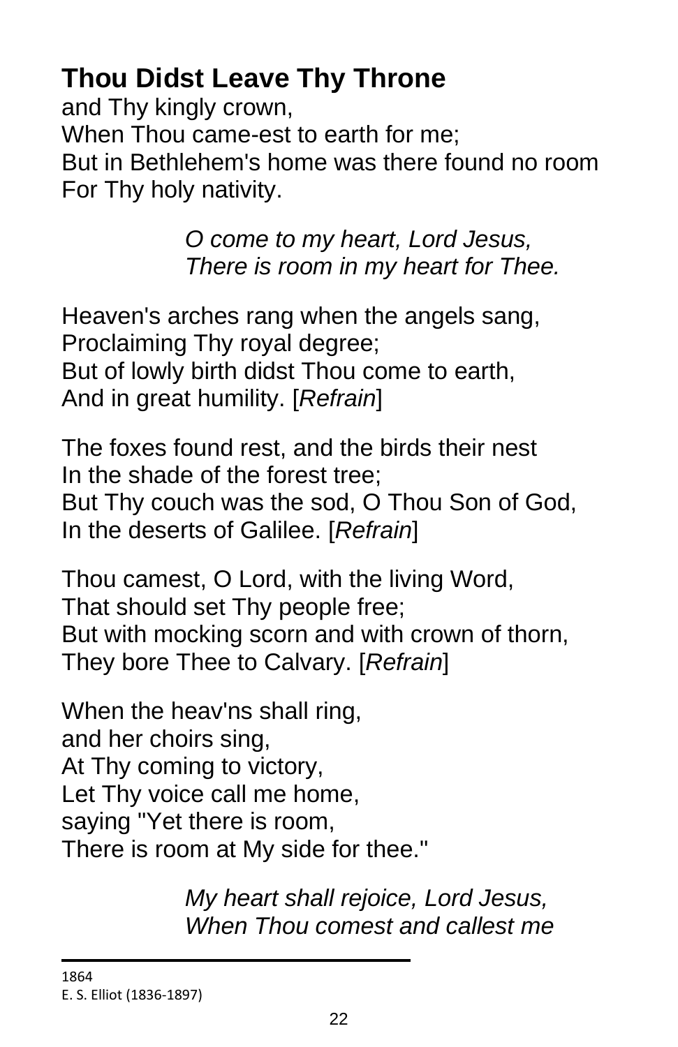# Thou Didst Leave Thy Throne

and Thy kingly crown,
When Thou came-est to earth for me;
But in Bethlehem's home was there found no room
For Thy holy nativity.

> *O come to my heart, Lord Jesus,*
> *There is room in my heart for Thee.*

Heaven's arches rang when the angels sang,
Proclaiming Thy royal degree;
But of lowly birth didst Thou come to earth,
And in great humility. [*Refrain*]

The foxes found rest, and the birds their nest
In the shade of the forest tree;
But Thy couch was the sod, O Thou Son of God,
In the deserts of Galilee. [*Refrain*]

Thou camest, O Lord, with the living Word,
That should set Thy people free;
But with mocking scorn and with crown of thorn,
They bore Thee to Calvary. [*Refrain*]

When the heav'ns shall ring,
and her choirs sing,
At Thy coming to victory,
Let Thy voice call me home,
saying "Yet there is room,
There is room at My side for thee."

> *My heart shall rejoice, Lord Jesus,*
> *When Thou comest and callest me*

---

1864
E. S. Elliot (1836-1897)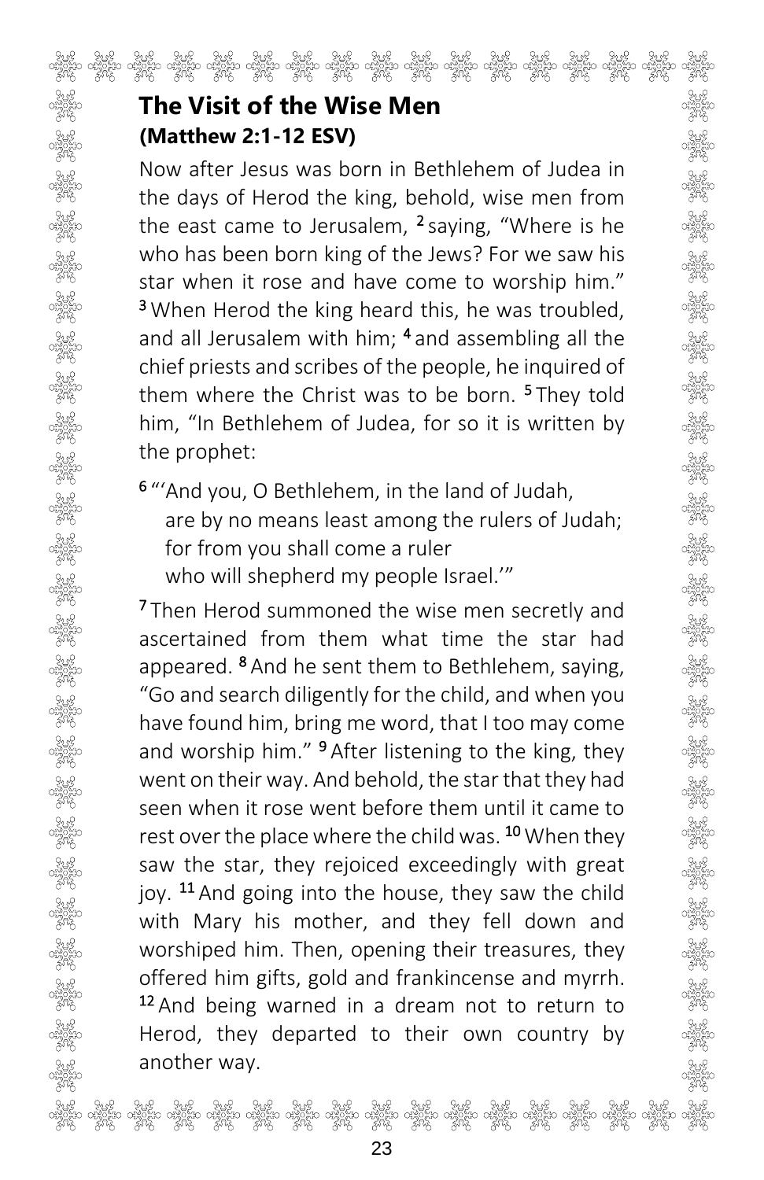## The Visit of the Wise Men
**(Matthew 2:1-12 ESV)**

Now after Jesus was born in Bethlehem of Judea in the days of Herod the king, behold, wise men from the east came to Jerusalem, [2] saying, "Where is he who has been born king of the Jews? For we saw his star when it rose and have come to worship him." [3] When Herod the king heard this, he was troubled, and all Jerusalem with him; [4] and assembling all the chief priests and scribes of the people, he inquired of them where the Christ was to be born. [5] They told him, "In Bethlehem of Judea, for so it is written by the prophet:

[6] "'And you, O Bethlehem, in the land of Judah,
are by no means least among the rulers of Judah;
for from you shall come a ruler
who will shepherd my people Israel.'"

[7] Then Herod summoned the wise men secretly and ascertained from them what time the star had appeared. [8] And he sent them to Bethlehem, saying, "Go and search diligently for the child, and when you have found him, bring me word, that I too may come and worship him." [9] After listening to the king, they went on their way. And behold, the star that they had seen when it rose went before them until it came to rest over the place where the child was. [10] When they saw the star, they rejoiced exceedingly with great joy. [11] And going into the house, they saw the child with Mary his mother, and they fell down and worshiped him. Then, opening their treasures, they offered him gifts, gold and frankincense and myrrh. [12] And being warned in a dream not to return to Herod, they departed to their own country by another way.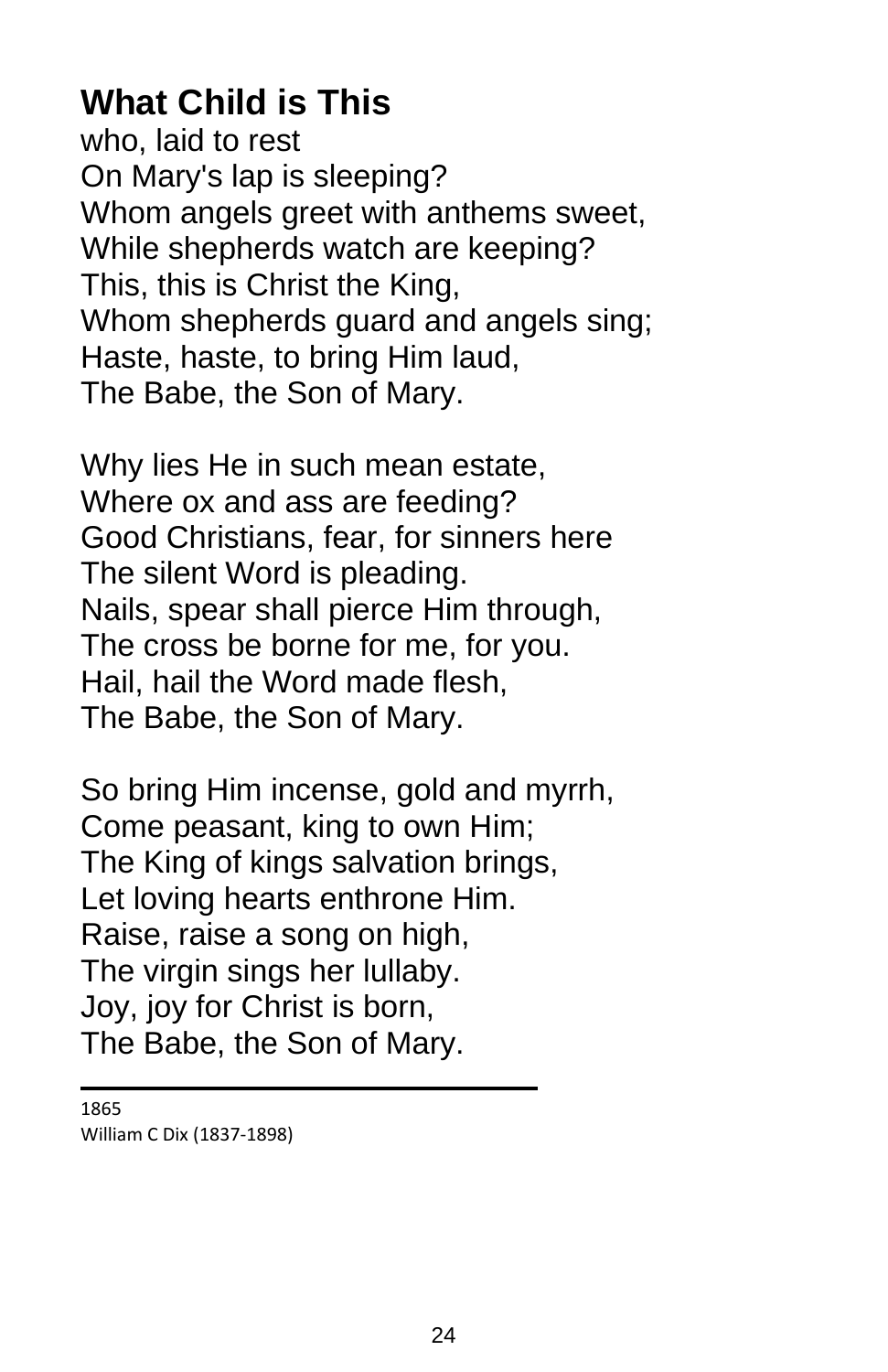## What Child is This

who, laid to rest
On Mary's lap is sleeping?
Whom angels greet with anthems sweet,
While shepherds watch are keeping?
This, this is Christ the King,
Whom shepherds guard and angels sing;
Haste, haste, to bring Him laud,
The Babe, the Son of Mary.

Why lies He in such mean estate,
Where ox and ass are feeding?
Good Christians, fear, for sinners here
The silent Word is pleading.
Nails, spear shall pierce Him through,
The cross be borne for me, for you.
Hail, hail the Word made flesh,
The Babe, the Son of Mary.

So bring Him incense, gold and myrrh,
Come peasant, king to own Him;
The King of kings salvation brings,
Let loving hearts enthrone Him.
Raise, raise a song on high,
The virgin sings her lullaby.
Joy, joy for Christ is born,
The Babe, the Son of Mary.

---

1865
William C Dix (1837-1898)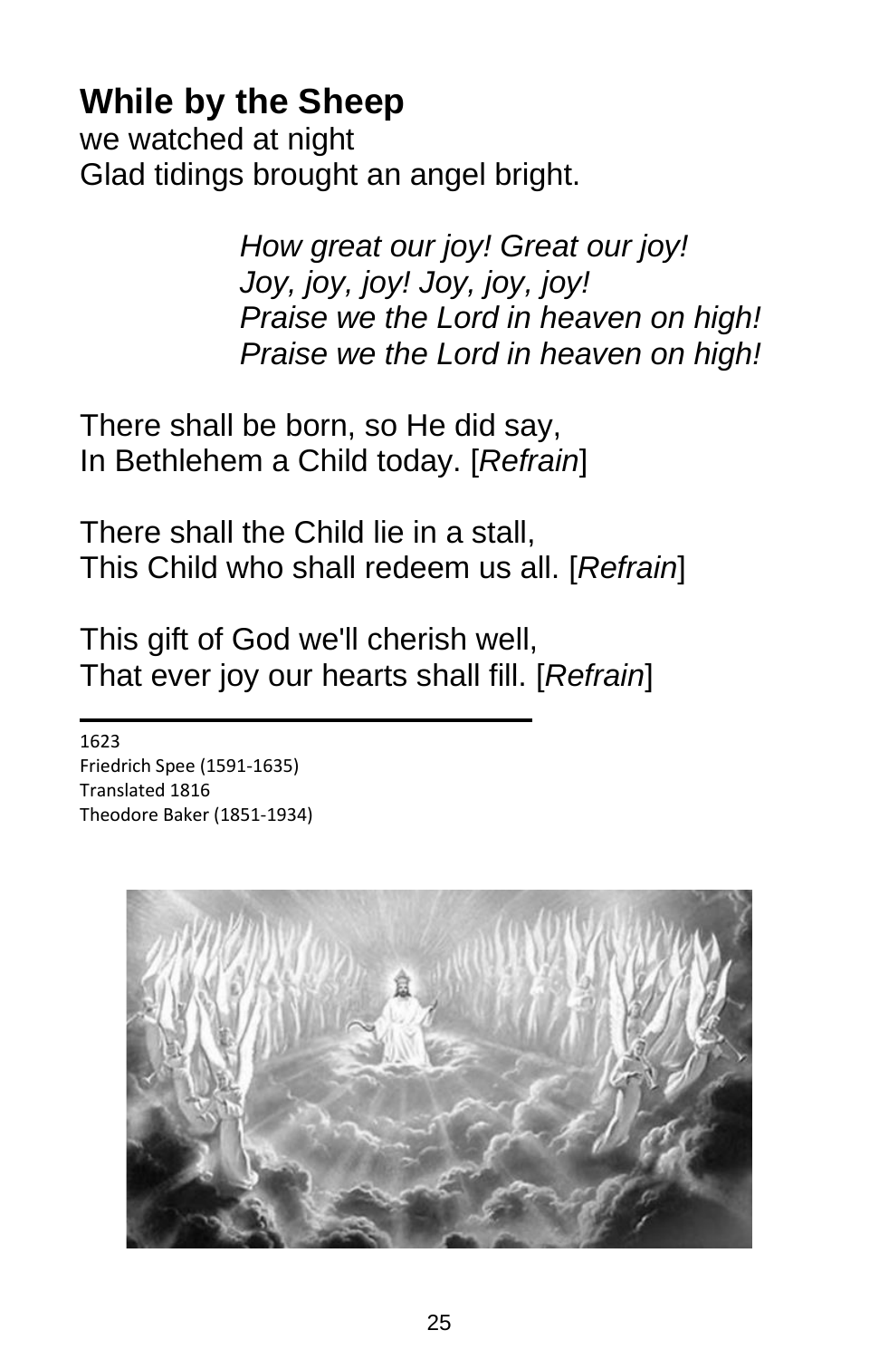## While by the Sheep

we watched at night
Glad tidings brought an angel bright.

*How great our joy! Great our joy!*
*Joy, joy, joy! Joy, joy, joy!*
*Praise we the Lord in heaven on high!*
*Praise we the Lord in heaven on high!*

There shall be born, so He did say,
In Bethlehem a Child today. [*Refrain*]

There shall the Child lie in a stall,
This Child who shall redeem us all. [*Refrain*]

This gift of God we'll cherish well,
That ever joy our hearts shall fill. [*Refrain*]

---

1623
Friedrich Spee (1591-1635)
Translated 1816
Theodore Baker (1851-1934)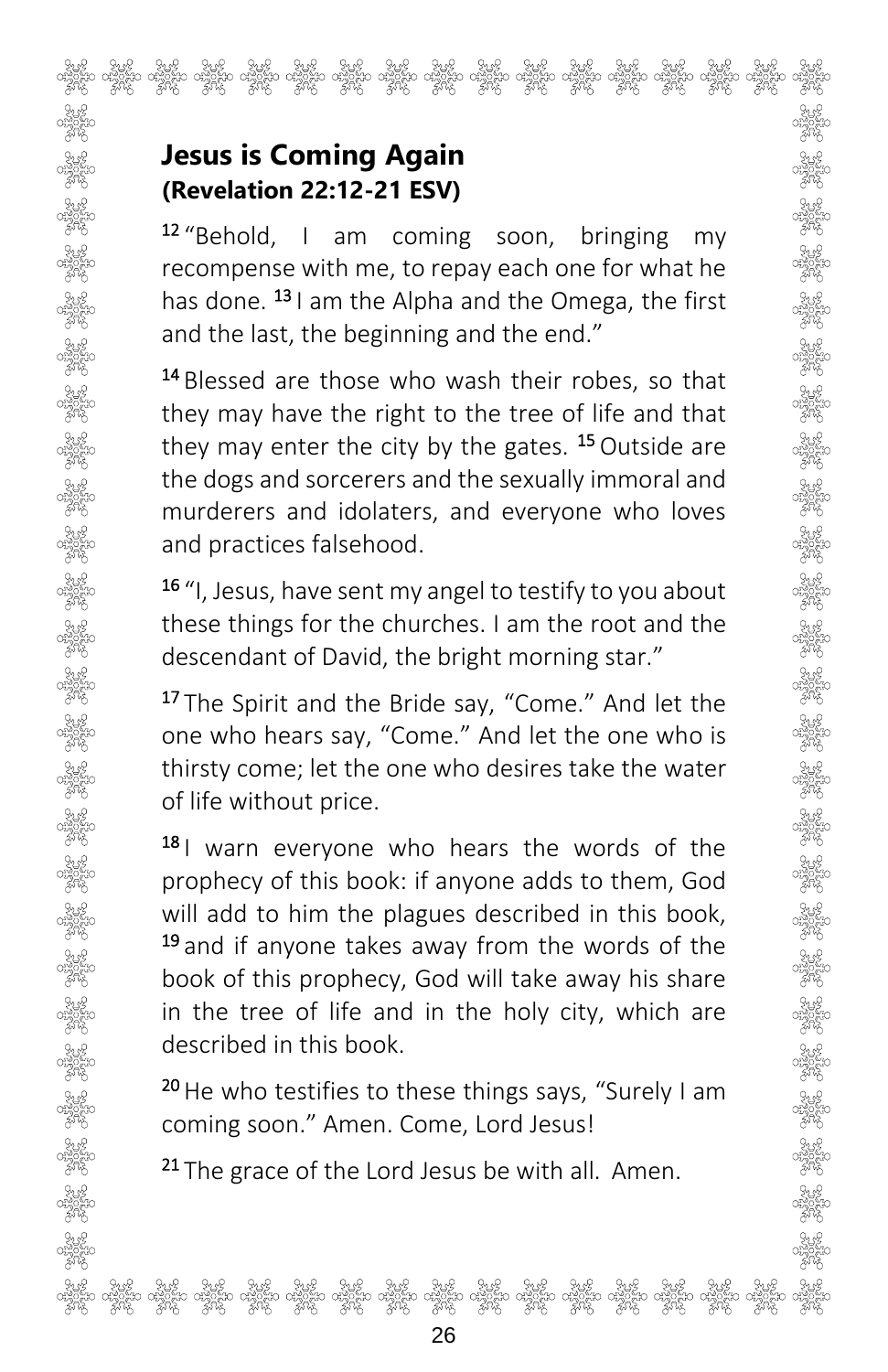## Jesus is Coming Again
**(Revelation 22:12-21 ESV)**

[12] "Behold, I am coming soon, bringing my recompense with me, to repay each one for what he has done. [13] I am the Alpha and the Omega, the first and the last, the beginning and the end."

[14] Blessed are those who wash their robes, so that they may have the right to the tree of life and that they may enter the city by the gates. [15] Outside are the dogs and sorcerers and the sexually immoral and murderers and idolaters, and everyone who loves and practices falsehood.

[16] "I, Jesus, have sent my angel to testify to you about these things for the churches. I am the root and the descendant of David, the bright morning star."

[17] The Spirit and the Bride say, "Come." And let the one who hears say, "Come." And let the one who is thirsty come; let the one who desires take the water of life without price.

[18] I warn everyone who hears the words of the prophecy of this book: if anyone adds to them, God will add to him the plagues described in this book, [19] and if anyone takes away from the words of the book of this prophecy, God will take away his share in the tree of life and in the holy city, which are described in this book.

[20] He who testifies to these things says, "Surely I am coming soon." Amen. Come, Lord Jesus!

[21] The grace of the Lord Jesus be with all. Amen.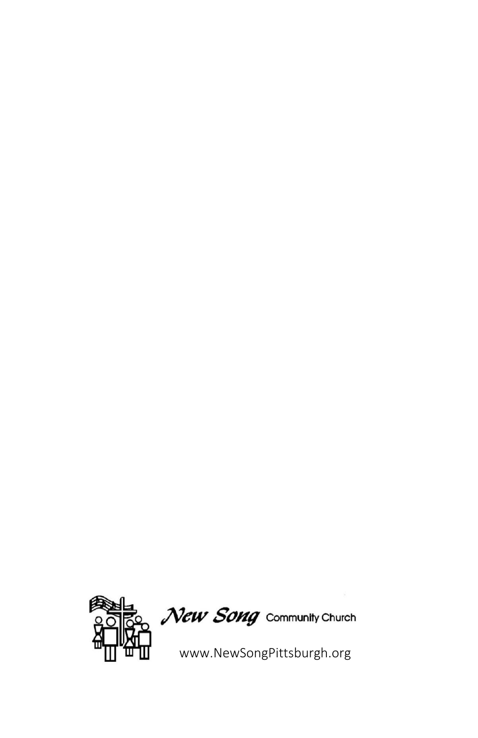New Song Community Church

www.NewSongPittsburgh.org